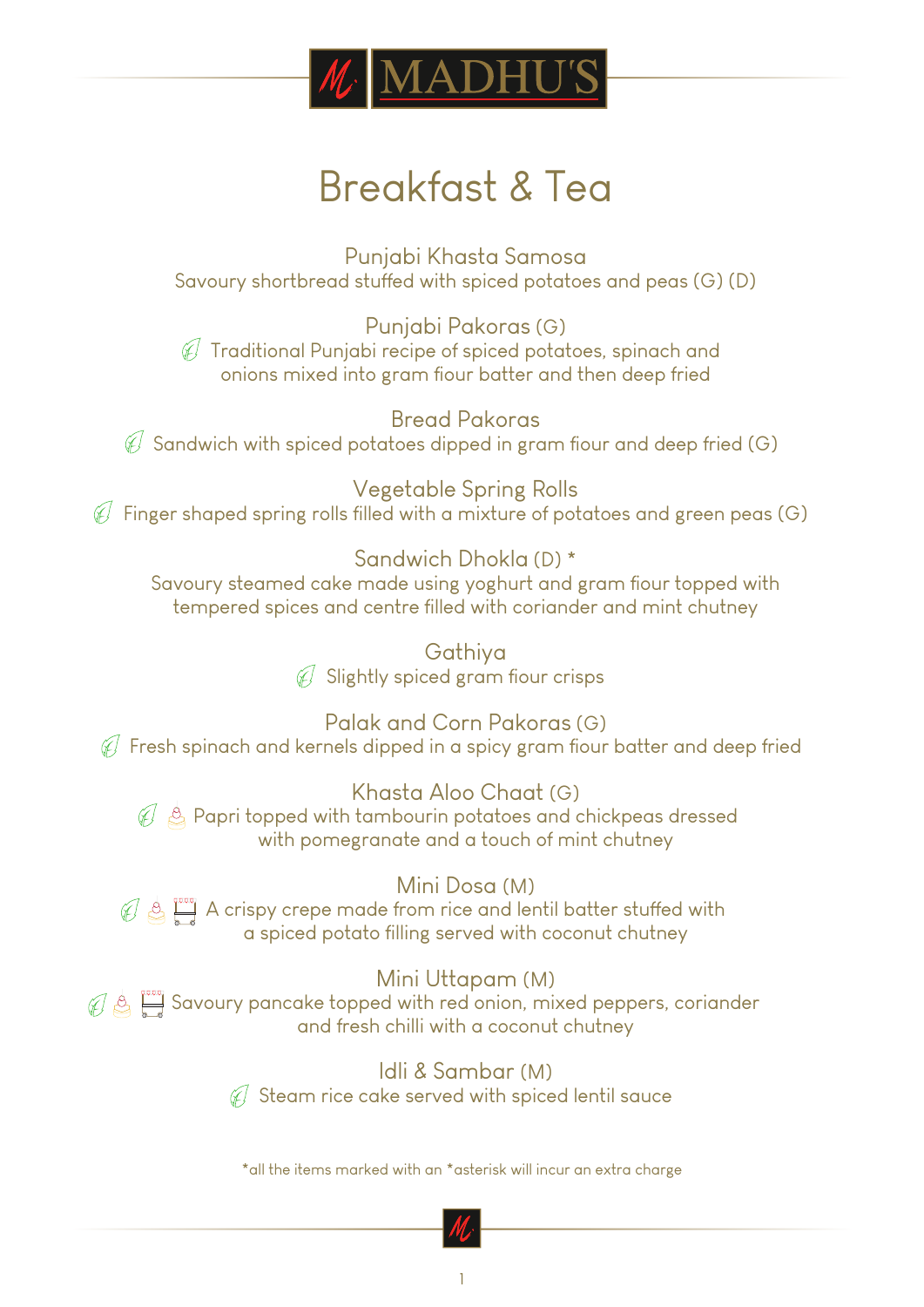# MADHU'S

## Breakfast & Tea

### Punjabi Khasta Samosa
Savoury shortbread stuffed with spiced potatoes and peas (G) (D)

### Punjabi Pakoras (G)
Traditional Punjabi recipe of spiced potatoes, spinach and onions mixed into gram fiour batter and then deep fried

### Bread Pakoras
Sandwich with spiced potatoes dipped in gram fiour and deep fried (G)

### Vegetable Spring Rolls
Finger shaped spring rolls filled with a mixture of potatoes and green peas (G)

### Sandwich Dhokla (D) *
Savoury steamed cake made using yoghurt and gram fiour topped with tempered spices and centre filled with coriander and mint chutney

### Gathiya
Slightly spiced gram fiour crisps

### Palak and Corn Pakoras (G)
Fresh spinach and kernels dipped in a spicy gram fiour batter and deep fried

### Khasta Aloo Chaat (G)
Papri topped with tambourin potatoes and chickpeas dressed with pomegranate and a touch of mint chutney

### Mini Dosa (M)
A crispy crepe made from rice and lentil batter stuffed with a spiced potato filling served with coconut chutney

### Mini Uttapam (M)
Savoury pancake topped with red onion, mixed peppers, coriander and fresh chilli with a coconut chutney

### Idli & Sambar (M)
Steam rice cake served with spiced lentil sauce

*all the items marked with an *asterisk will incur an extra charge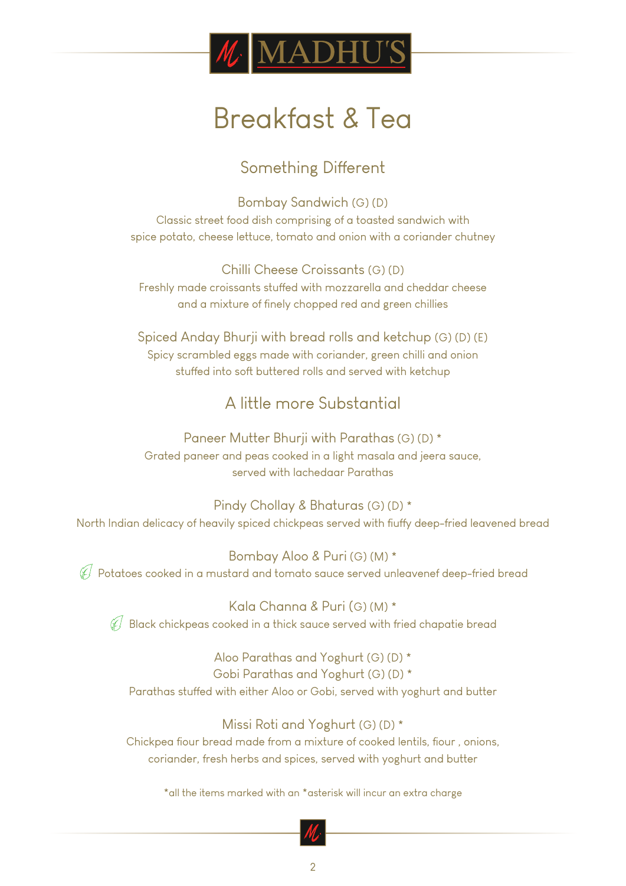# MADHU'S

# Breakfast & Tea

## Something Different

### Bombay Sandwich (G) (D)

Classic street food dish comprising of a toasted sandwich with
spice potato, cheese lettuce, tomato and onion with a coriander chutney

### Chilli Cheese Croissants (G) (D)

Freshly made croissants stuffed with mozzarella and cheddar cheese
and a mixture of finely chopped red and green chillies

### Spiced Anday Bhurji with bread rolls and ketchup (G) (D) (E)

Spicy scrambled eggs made with coriander, green chilli and onion
stuffed into soft buttered rolls and served with ketchup

## A little more Substantial

### Paneer Mutter Bhurji with Parathas (G) (D) *

Grated paneer and peas cooked in a light masala and jeera sauce,
served with lachedaar Parathas

### Pindy Chollay & Bhaturas (G) (D) *

North Indian delicacy of heavily spiced chickpeas served with fiuffy deep-fried leavened bread

### Bombay Aloo & Puri (G) (M) *

Potatoes cooked in a mustard and tomato sauce served unleavenef deep-fried bread

### Kala Channa & Puri (G) (M) *

Black chickpeas cooked in a thick sauce served with fried chapatie bread

### Aloo Parathas and Yoghurt (G) (D) *
### Gobi Parathas and Yoghurt (G) (D) *

Parathas stuffed with either Aloo or Gobi, served with yoghurt and butter

### Missi Roti and Yoghurt (G) (D) *

Chickpea fiour bread made from a mixture of cooked lentils, fiour , onions,
coriander, fresh herbs and spices, served with yoghurt and butter

*all the items marked with an *asterisk will incur an extra charge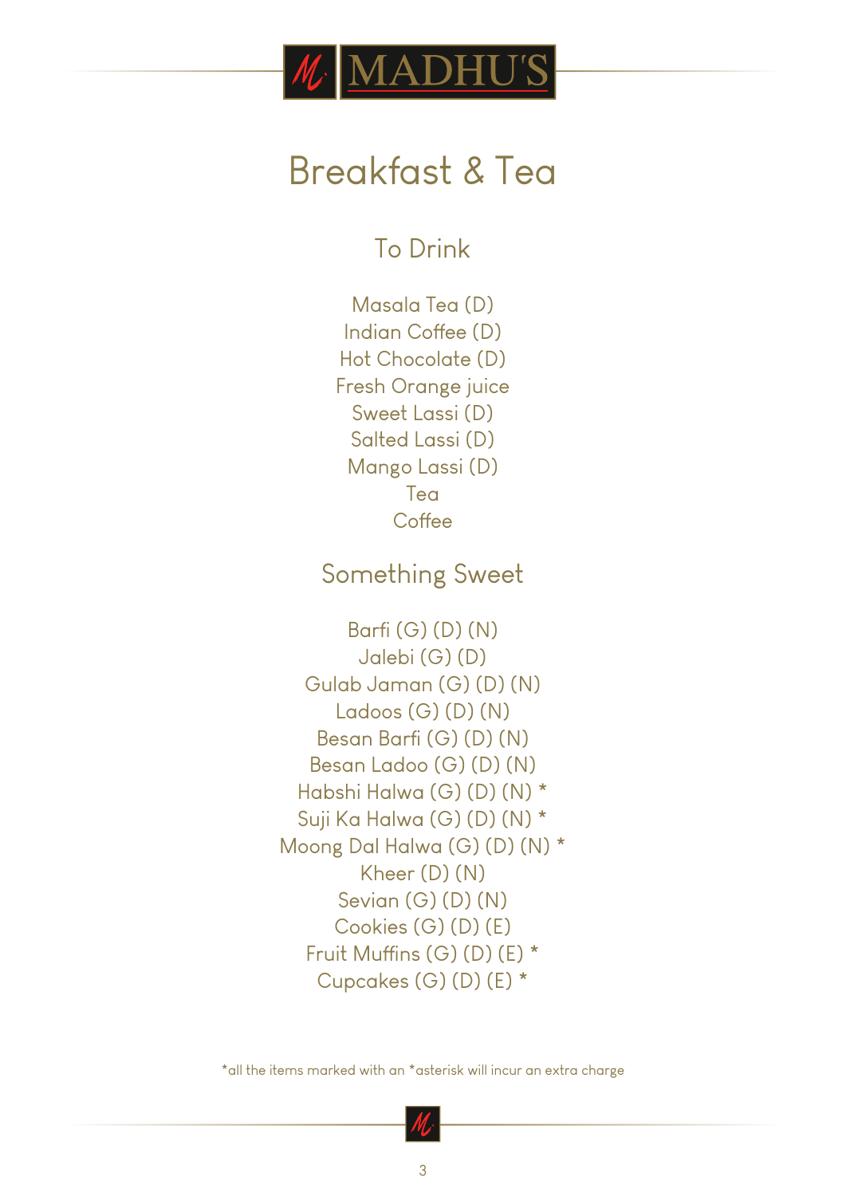# MADHU'S

## Breakfast & Tea

### To Drink

Masala Tea (D)
Indian Coffee (D)
Hot Chocolate (D)
Fresh Orange juice
Sweet Lassi (D)
Salted Lassi (D)
Mango Lassi (D)
Tea
Coffee

### Something Sweet

Barfi (G) (D) (N)
Jalebi (G) (D)
Gulab Jaman (G) (D) (N)
Ladoos (G) (D) (N)
Besan Barfi (G) (D) (N)
Besan Ladoo (G) (D) (N)
Habshi Halwa (G) (D) (N) *
Suji Ka Halwa (G) (D) (N) *
Moong Dal Halwa (G) (D) (N) *
Kheer (D) (N)
Sevian (G) (D) (N)
Cookies (G) (D) (E)
Fruit Muffins (G) (D) (E) *
Cupcakes (G) (D) (E) *

*all the items marked with an *asterisk will incur an extra charge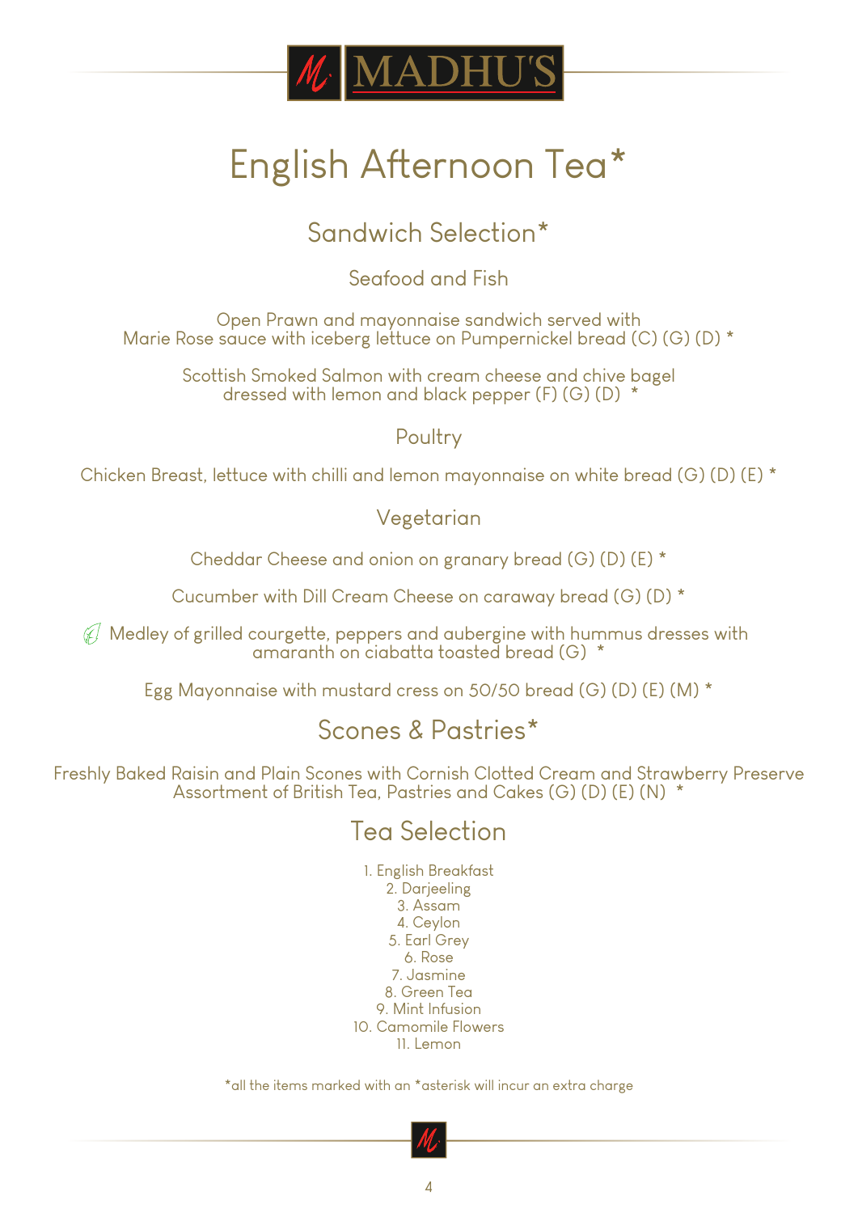# MADHU'S

# English Afternoon Tea*

## Sandwich Selection*

### Seafood and Fish

Open Prawn and mayonnaise sandwich served with
Marie Rose sauce with iceberg lettuce on Pumpernickel bread (C) (G) (D) *

Scottish Smoked Salmon with cream cheese and chive bagel
dressed with lemon and black pepper (F) (G) (D) *

### Poultry

Chicken Breast, lettuce with chilli and lemon mayonnaise on white bread (G) (D) (E) *

### Vegetarian

Cheddar Cheese and onion on granary bread (G) (D) (E) *

Cucumber with Dill Cream Cheese on caraway bread (G) (D) *

Medley of grilled courgette, peppers and aubergine with hummus dresses with
amaranth on ciabatta toasted bread (G) *

Egg Mayonnaise with mustard cress on 50/50 bread (G) (D) (E) (M) *

## Scones & Pastries*

Freshly Baked Raisin and Plain Scones with Cornish Clotted Cream and Strawberry Preserve
Assortment of British Tea, Pastries and Cakes (G) (D) (E) (N) *

## Tea Selection

1. English Breakfast
2. Darjeeling
3. Assam
4. Ceylon
5. Earl Grey
6. Rose
7. Jasmine
8. Green Tea
9. Mint Infusion
10. Camomile Flowers
11. Lemon

*all the items marked with an *asterisk will incur an extra charge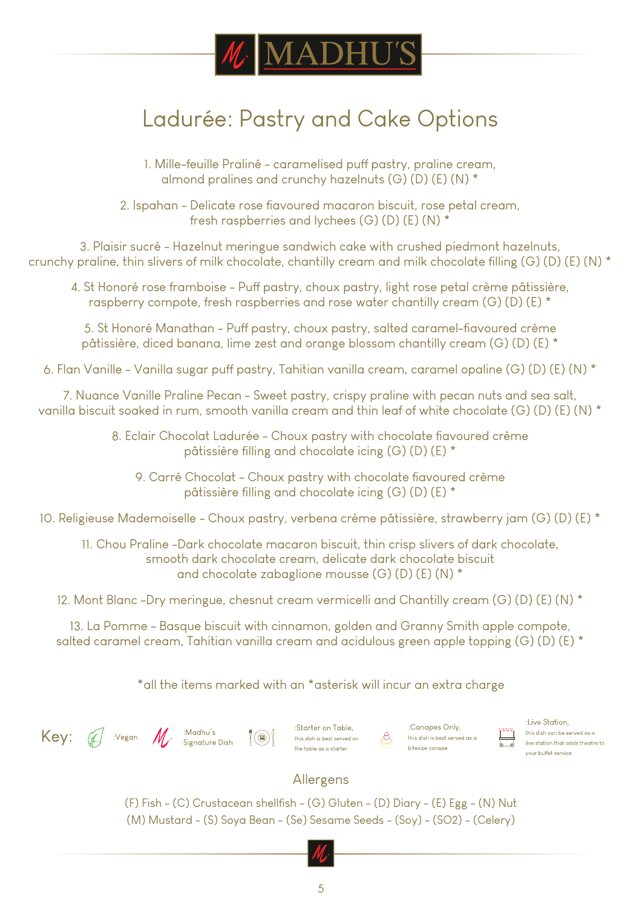MADHU'S

# Ladurée: Pastry and Cake Options

1. Mille-feuille Praliné - caramelised puff pastry, praline cream, almond pralines and crunchy hazelnuts (G) (D) (E) (N) *

2. Ispahan - Delicate rose flavoured macaron biscuit, rose petal cream, fresh raspberries and lychees (G) (D) (E) (N) *

3. Plaisir sucré - Hazelnut meringue sandwich cake with crushed piedmont hazelnuts, crunchy praline, thin slivers of milk chocolate, chantilly cream and milk chocolate filling (G) (D) (E) (N) *

4. St Honoré rose framboise - Puff pastry, choux pastry, light rose petal crème pâtissière, raspberry compote, fresh raspberries and rose water chantilly cream (G) (D) (E) *

5. St Honoré Manathan - Puff pastry, choux pastry, salted caramel-flavoured crème pâtissière, diced banana, lime zest and orange blossom chantilly cream (G) (D) (E) *

6. Flan Vanille - Vanilla sugar puff pastry, Tahitian vanilla cream, caramel opaline (G) (D) (E) (N) *

7. Nuance Vanille Praline Pecan - Sweet pastry, crispy praline with pecan nuts and sea salt, vanilla biscuit soaked in rum, smooth vanilla cream and thin leaf of white chocolate (G) (D) (E) (N) *

8. Eclair Chocolat Ladurée - Choux pastry with chocolate flavoured crème pâtissière filling and chocolate icing (G) (D) (E) *

9. Carré Chocolat - Choux pastry with chocolate flavoured crème pâtissière filling and chocolate icing (G) (D) (E) *

10. Religieuse Mademoiselle - Choux pastry, verbena crème pâtissière, strawberry jam (G) (D) (E) *

11. Chou Praline -Dark chocolate macaron biscuit, thin crisp slivers of dark chocolate, smooth dark chocolate cream, delicate dark chocolate biscuit and chocolate zabaglione mousse (G) (D) (E) (N) *

12. Mont Blanc -Dry meringue, chesnut cream vermicelli and Chantilly cream (G) (D) (E) (N) *

13. La Pomme - Basque biscuit with cinnamon, golden and Granny Smith apple compote, salted caramel cream, Tahitian vanilla cream and acidulous green apple topping (G) (D) (E) *

*all the items marked with an *asterisk will incur an extra charge

Key: :Vegan — :Madhu's Signature Dish — :Starter on Table, this dish is best served on the table as a starter — :Canapes Only, this dish is best served as a bitesize canape — :Live Station, this dish can be served as a live station that adds theatre to your buffet service

## Allergens

(F) Fish - (C) Crustacean shellfish - (G) Gluten - (D) Diary - (E) Egg - (N) Nut
(M) Mustard - (S) Soya Bean - (Se) Sesame Seeds - (Soy) - (SO2) - (Celery)